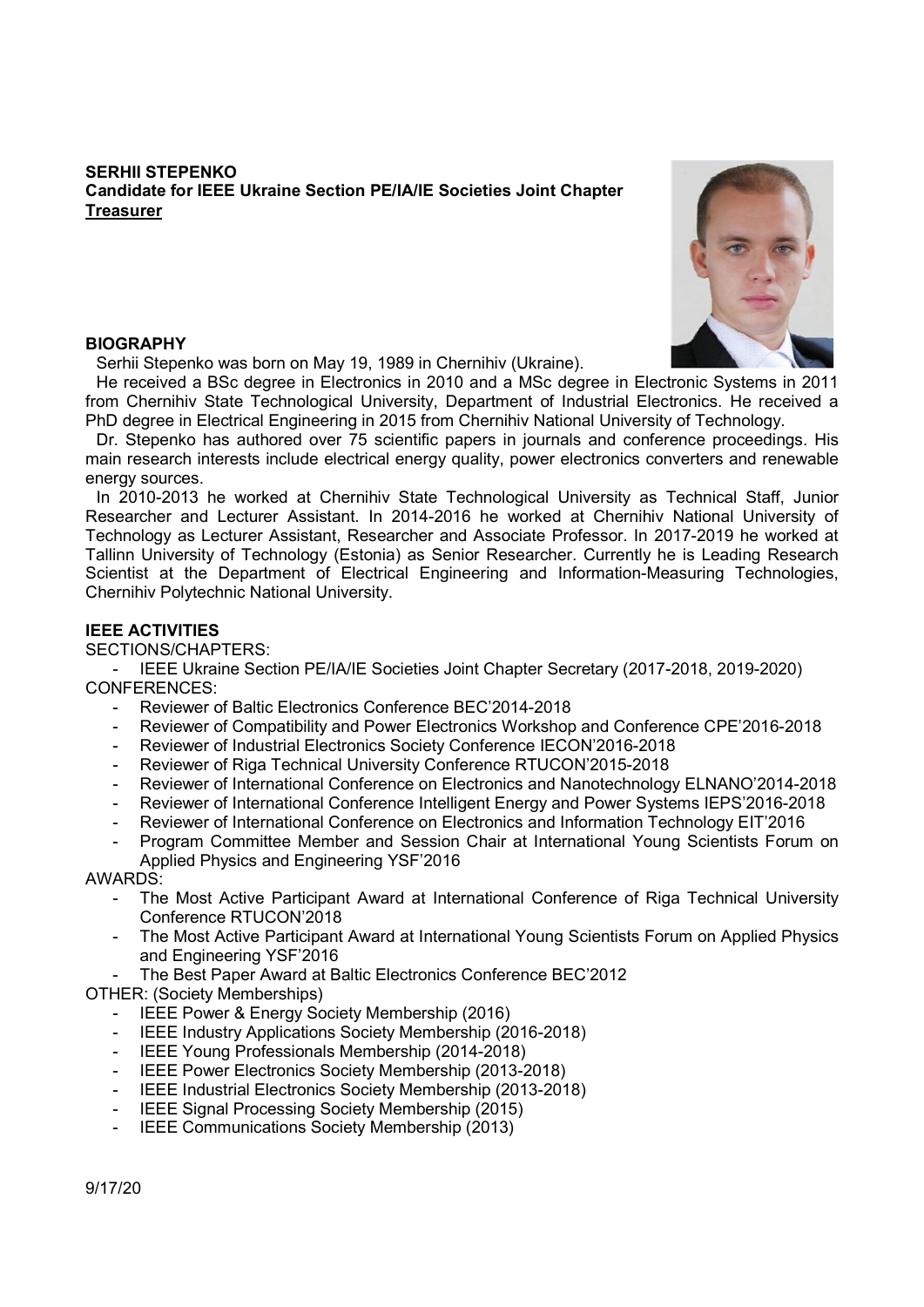**SERHII STEPENKO**
**Candidate for IEEE Ukraine Section PE/IA/IE Societies Joint Chapter**
**<u>Treasurer</u>**

## BIOGRAPHY

Serhii Stepenko was born on May 19, 1989 in Chernihiv (Ukraine).

He received a BSc degree in Electronics in 2010 and a MSc degree in Electronic Systems in 2011 from Chernihiv State Technological University, Department of Industrial Electronics. He received a PhD degree in Electrical Engineering in 2015 from Chernihiv National University of Technology.

Dr. Stepenko has authored over 75 scientific papers in journals and conference proceedings. His main research interests include electrical energy quality, power electronics converters and renewable energy sources.

In 2010-2013 he worked at Chernihiv State Technological University as Technical Staff, Junior Researcher and Lecturer Assistant. In 2014-2016 he worked at Chernihiv National University of Technology as Lecturer Assistant, Researcher and Associate Professor. In 2017-2019 he worked at Tallinn University of Technology (Estonia) as Senior Researcher. Currently he is Leading Research Scientist at the Department of Electrical Engineering and Information-Measuring Technologies, Chernihiv Polytechnic National University.

## IEEE ACTIVITIES

SECTIONS/CHAPTERS:

- IEEE Ukraine Section PE/IA/IE Societies Joint Chapter Secretary (2017-2018, 2019-2020)

CONFERENCES:

- Reviewer of Baltic Electronics Conference BEC'2014-2018
- Reviewer of Compatibility and Power Electronics Workshop and Conference CPE'2016-2018
- Reviewer of Industrial Electronics Society Conference IECON'2016-2018
- Reviewer of Riga Technical University Conference RTUCON'2015-2018
- Reviewer of International Conference on Electronics and Nanotechnology ELNANO'2014-2018
- Reviewer of International Conference Intelligent Energy and Power Systems IEPS'2016-2018
- Reviewer of International Conference on Electronics and Information Technology EIT'2016
- Program Committee Member and Session Chair at International Young Scientists Forum on Applied Physics and Engineering YSF'2016

AWARDS:

- The Most Active Participant Award at International Conference of Riga Technical University Conference RTUCON'2018
- The Most Active Participant Award at International Young Scientists Forum on Applied Physics and Engineering YSF'2016
- The Best Paper Award at Baltic Electronics Conference BEC'2012

OTHER: (Society Memberships)

- IEEE Power & Energy Society Membership (2016)
- IEEE Industry Applications Society Membership (2016-2018)
- IEEE Young Professionals Membership (2014-2018)
- IEEE Power Electronics Society Membership (2013-2018)
- IEEE Industrial Electronics Society Membership (2013-2018)
- IEEE Signal Processing Society Membership (2015)
- IEEE Communications Society Membership (2013)

9/17/20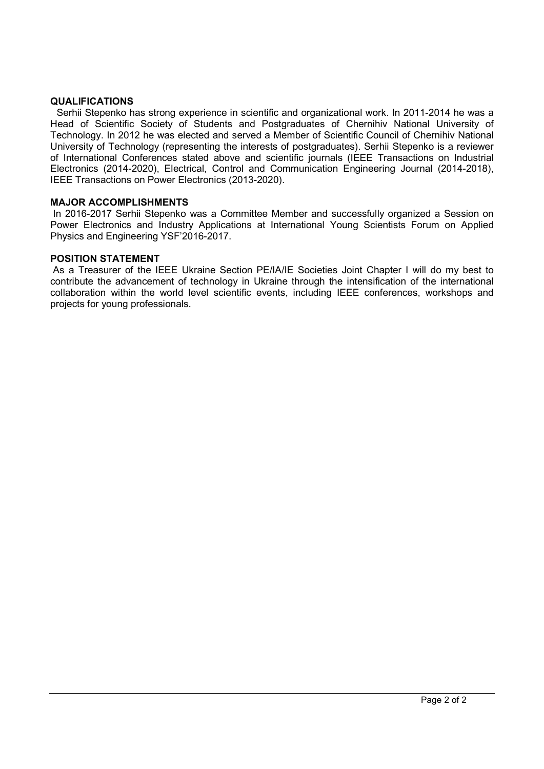**QUALIFICATIONS**

Serhii Stepenko has strong experience in scientific and organizational work. In 2011-2014 he was a Head of Scientific Society of Students and Postgraduates of Chernihiv National University of Technology. In 2012 he was elected and served a Member of Scientific Council of Chernihiv National University of Technology (representing the interests of postgraduates). Serhii Stepenko is a reviewer of International Conferences stated above and scientific journals (IEEE Transactions on Industrial Electronics (2014-2020), Electrical, Control and Communication Engineering Journal (2014-2018), IEEE Transactions on Power Electronics (2013-2020).

**MAJOR ACCOMPLISHMENTS**

In 2016-2017 Serhii Stepenko was a Committee Member and successfully organized a Session on Power Electronics and Industry Applications at International Young Scientists Forum on Applied Physics and Engineering YSF'2016-2017.

**POSITION STATEMENT**

As a Treasurer of the IEEE Ukraine Section PE/IA/IE Societies Joint Chapter I will do my best to contribute the advancement of technology in Ukraine through the intensification of the international collaboration within the world level scientific events, including IEEE conferences, workshops and projects for young professionals.